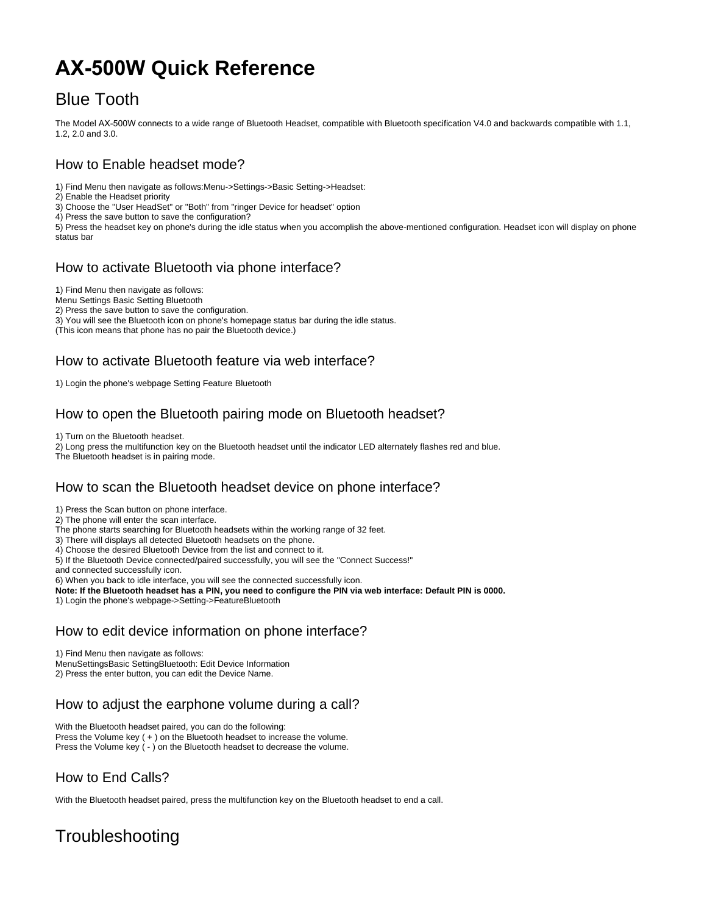# AX-500W Quick Reference

## Blue Tooth

The Model AX-500W connects to a wide range of Bluetooth Headset, compatible with Bluetooth specification V4.0 and backwards compatible with 1.1, 1.2, 2.0 and 3.0.

### How to Enable headset mode?

1) Find Menu then navigate as follows:Menu->Settings->Basic Setting->Headset:
2) Enable the Headset priority
3) Choose the "User HeadSet" or "Both" from "ringer Device for headset" option
4) Press the save button to save the configuration?
5) Press the headset key on phone's during the idle status when you accomplish the above-mentioned configuration. Headset icon will display on phone status bar

### How to activate Bluetooth via phone interface?

1) Find Menu then navigate as follows:
Menu Settings Basic Setting Bluetooth
2) Press the save button to save the configuration.
3) You will see the Bluetooth icon on phone's homepage status bar during the idle status.
(This icon means that phone has no pair the Bluetooth device.)

### How to activate Bluetooth feature via web interface?

1) Login the phone's webpage Setting Feature Bluetooth

### How to open the Bluetooth pairing mode on Bluetooth headset?

1) Turn on the Bluetooth headset.
2) Long press the multifunction key on the Bluetooth headset until the indicator LED alternately flashes red and blue.
The Bluetooth headset is in pairing mode.

### How to scan the Bluetooth headset device on phone interface?

1) Press the Scan button on phone interface.
2) The phone will enter the scan interface.
The phone starts searching for Bluetooth headsets within the working range of 32 feet.
3) There will displays all detected Bluetooth headsets on the phone.
4) Choose the desired Bluetooth Device from the list and connect to it.
5) If the Bluetooth Device connected/paired successfully, you will see the "Connect Success!"
and connected successfully icon.
6) When you back to idle interface, you will see the connected successfully icon.
**Note: If the Bluetooth headset has a PIN, you need to configure the PIN via web interface: Default PIN is 0000.**
1) Login the phone's webpage->Setting->FeatureBluetooth

### How to edit device information on phone interface?

1) Find Menu then navigate as follows:
MenuSettingsBasic SettingBluetooth: Edit Device Information
2) Press the enter button, you can edit the Device Name.

### How to adjust the earphone volume during a call?

With the Bluetooth headset paired, you can do the following:
Press the Volume key ( + ) on the Bluetooth headset to increase the volume.
Press the Volume key ( - ) on the Bluetooth headset to decrease the volume.

### How to End Calls?

With the Bluetooth headset paired, press the multifunction key on the Bluetooth headset to end a call.

## Troubleshooting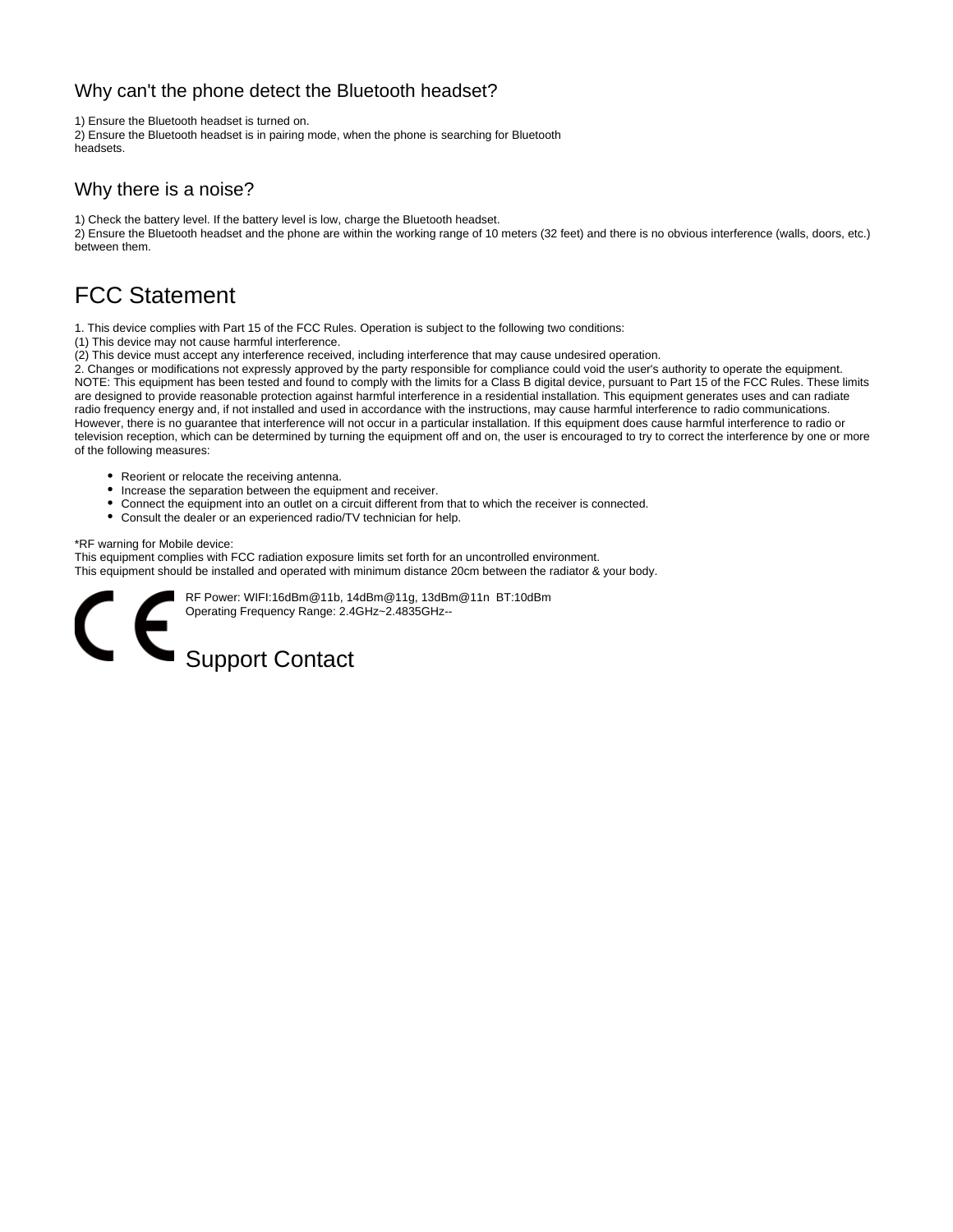## Why can't the phone detect the Bluetooth headset?

1) Ensure the Bluetooth headset is turned on.
2) Ensure the Bluetooth headset is in pairing mode, when the phone is searching for Bluetooth headsets.

## Why there is a noise?

1) Check the battery level. If the battery level is low, charge the Bluetooth headset.
2) Ensure the Bluetooth headset and the phone are within the working range of 10 meters (32 feet) and there is no obvious interference (walls, doors, etc.) between them.

# FCC Statement

1. This device complies with Part 15 of the FCC Rules. Operation is subject to the following two conditions:
(1) This device may not cause harmful interference.
(2) This device must accept any interference received, including interference that may cause undesired operation.
2. Changes or modifications not expressly approved by the party responsible for compliance could void the user's authority to operate the equipment.
NOTE: This equipment has been tested and found to comply with the limits for a Class B digital device, pursuant to Part 15 of the FCC Rules. These limits are designed to provide reasonable protection against harmful interference in a residential installation. This equipment generates uses and can radiate radio frequency energy and, if not installed and used in accordance with the instructions, may cause harmful interference to radio communications. However, there is no guarantee that interference will not occur in a particular installation. If this equipment does cause harmful interference to radio or television reception, which can be determined by turning the equipment off and on, the user is encouraged to try to correct the interference by one or more of the following measures:

- Reorient or relocate the receiving antenna.
- Increase the separation between the equipment and receiver.
- Connect the equipment into an outlet on a circuit different from that to which the receiver is connected.
- Consult the dealer or an experienced radio/TV technician for help.

*RF warning for Mobile device:
This equipment complies with FCC radiation exposure limits set forth for an uncontrolled environment.
This equipment should be installed and operated with minimum distance 20cm between the radiator & your body.

CE

RF Power: WIFI:16dBm@11b, 14dBm@11g, 13dBm@11n BT:10dBm
Operating Frequency Range: 2.4GHz~2.4835GHz--

# Support Contact